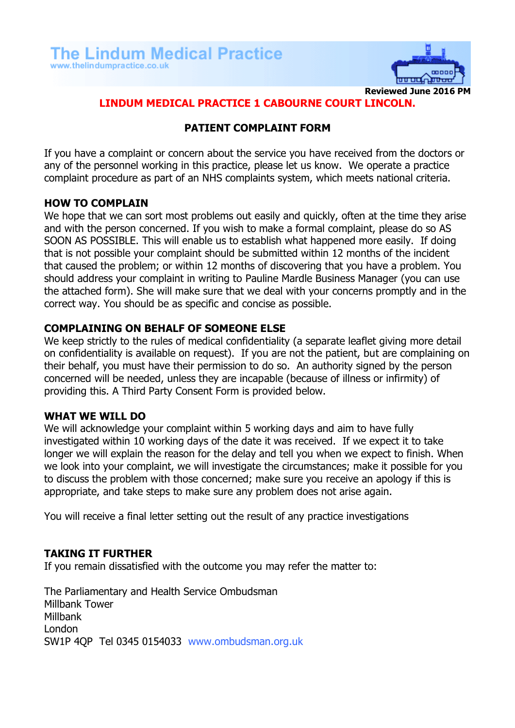**The Lindum Medical Practice**
www.thelindumpractice.co.uk

**Reviewed June 2016 PM**

**LINDUM MEDICAL PRACTICE 1 CABOURNE COURT LINCOLN.**

# PATIENT COMPLAINT FORM

If you have a complaint or concern about the service you have received from the doctors or any of the personnel working in this practice, please let us know. We operate a practice complaint procedure as part of an NHS complaints system, which meets national criteria.

## HOW TO COMPLAIN

We hope that we can sort most problems out easily and quickly, often at the time they arise and with the person concerned. If you wish to make a formal complaint, please do so AS SOON AS POSSIBLE. This will enable us to establish what happened more easily. If doing that is not possible your complaint should be submitted within 12 months of the incident that caused the problem; or within 12 months of discovering that you have a problem. You should address your complaint in writing to Pauline Mardle Business Manager (you can use the attached form). She will make sure that we deal with your concerns promptly and in the correct way. You should be as specific and concise as possible.

## COMPLAINING ON BEHALF OF SOMEONE ELSE

We keep strictly to the rules of medical confidentiality (a separate leaflet giving more detail on confidentiality is available on request). If you are not the patient, but are complaining on their behalf, you must have their permission to do so. An authority signed by the person concerned will be needed, unless they are incapable (because of illness or infirmity) of providing this. A Third Party Consent Form is provided below.

## WHAT WE WILL DO

We will acknowledge your complaint within 5 working days and aim to have fully investigated within 10 working days of the date it was received. If we expect it to take longer we will explain the reason for the delay and tell you when we expect to finish. When we look into your complaint, we will investigate the circumstances; make it possible for you to discuss the problem with those concerned; make sure you receive an apology if this is appropriate, and take steps to make sure any problem does not arise again.

You will receive a final letter setting out the result of any practice investigations

## TAKING IT FURTHER

If you remain dissatisfied with the outcome you may refer the matter to:

The Parliamentary and Health Service Ombudsman
Millbank Tower
Millbank
London
SW1P 4QP Tel 0345 0154033 www.ombudsman.org.uk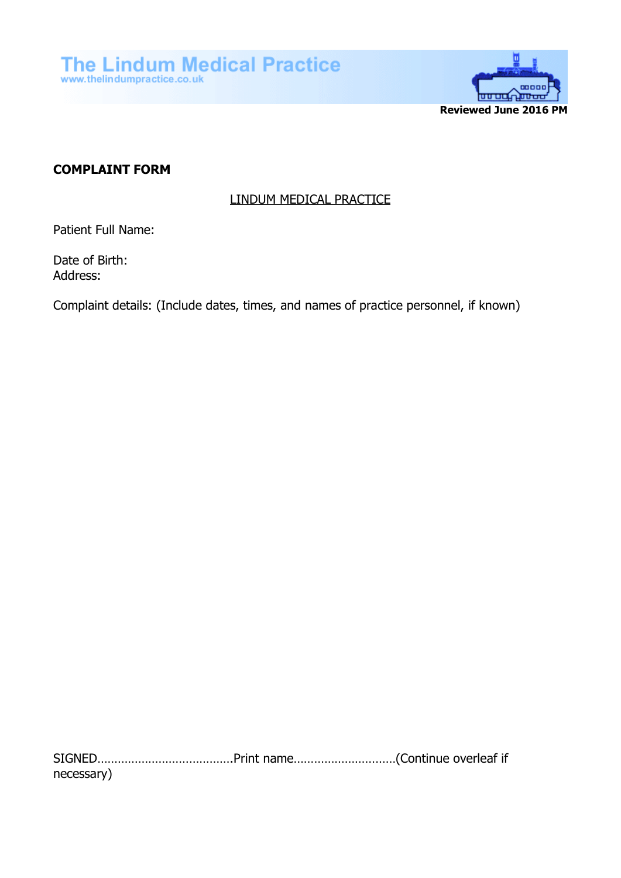The Lindum Medical Practice
www.thelindumpractice.co.uk

**Reviewed June 2016 PM**

# COMPLAINT FORM

LINDUM MEDICAL PRACTICE

Patient Full Name:

Date of Birth:
Address:

Complaint details: (Include dates, times, and names of practice personnel, if known)

SIGNED……………………………………Print name…………………………(Continue overleaf if necessary)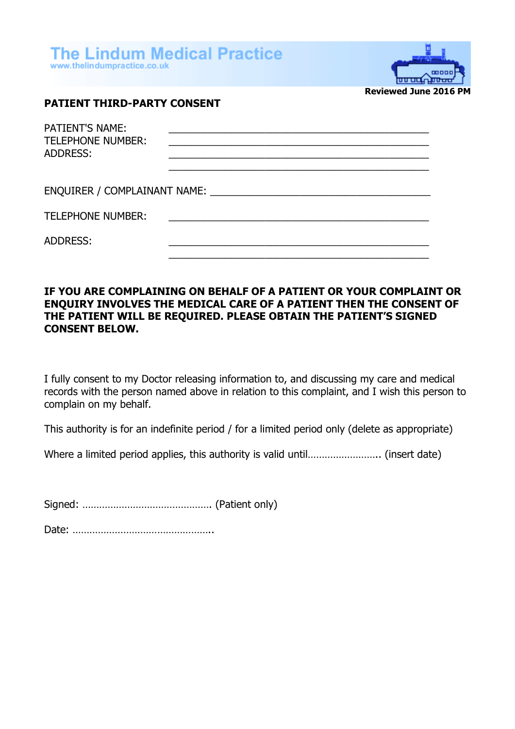The Lindum Medical Practice
www.thelindumpractice.co.uk

Reviewed June 2016 PM

## PATIENT THIRD-PARTY CONSENT

PATIENT'S NAME: ______________________________________________

TELEPHONE NUMBER: ______________________________________________

ADDRESS: ______________________________________________

______________________________________________

ENQUIRER / COMPLAINANT NAME: ______________________________________

TELEPHONE NUMBER: ______________________________________________

ADDRESS: ______________________________________________

______________________________________________

**IF YOU ARE COMPLAINING ON BEHALF OF A PATIENT OR YOUR COMPLAINT OR ENQUIRY INVOLVES THE MEDICAL CARE OF A PATIENT THEN THE CONSENT OF THE PATIENT WILL BE REQUIRED. PLEASE OBTAIN THE PATIENT'S SIGNED CONSENT BELOW.**

I fully consent to my Doctor releasing information to, and discussing my care and medical records with the person named above in relation to this complaint, and I wish this person to complain on my behalf.

This authority is for an indefinite period / for a limited period only (delete as appropriate)

Where a limited period applies, this authority is valid until……………………. (insert date)

Signed: ……………………………………… (Patient only)

Date: ………………………………………….